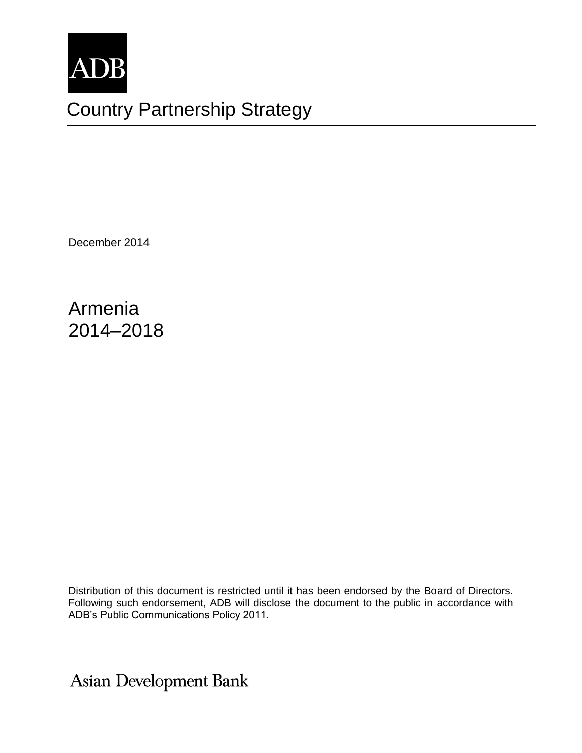ADB

# Country Partnership Strategy

December 2014

## Armenia
## 2014–2018

Distribution of this document is restricted until it has been endorsed by the Board of Directors. Following such endorsement, ADB will disclose the document to the public in accordance with ADB's Public Communications Policy 2011.

Asian Development Bank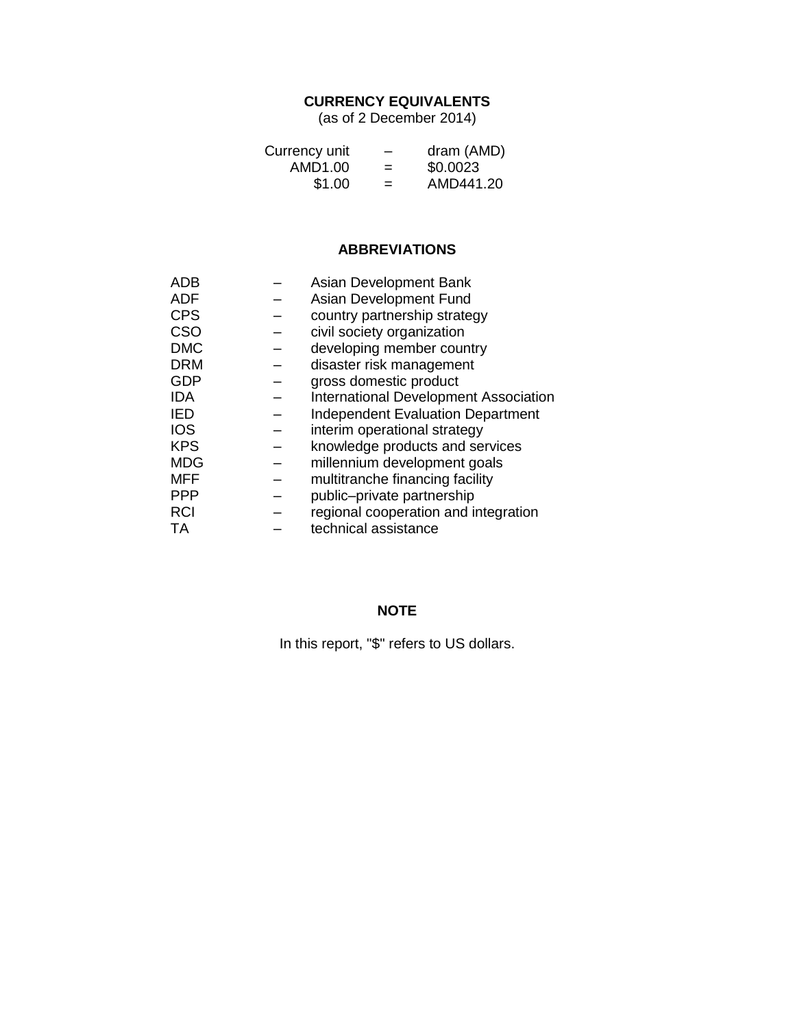## CURRENCY EQUIVALENTS

(as of 2 December 2014)

| | | |
|---|---|---|
| Currency unit | – | dram (AMD) |
| AMD1.00 | = | $0.0023 |
| $1.00 | = | AMD441.20 |

## ABBREVIATIONS

| | | |
|---|---|---|
| ADB | – | Asian Development Bank |
| ADF | – | Asian Development Fund |
| CPS | – | country partnership strategy |
| CSO | – | civil society organization |
| DMC | – | developing member country |
| DRM | – | disaster risk management |
| GDP | – | gross domestic product |
| IDA | – | International Development Association |
| IED | – | Independent Evaluation Department |
| IOS | – | interim operational strategy |
| KPS | – | knowledge products and services |
| MDG | – | millennium development goals |
| MFF | – | multitranche financing facility |
| PPP | – | public–private partnership |
| RCI | – | regional cooperation and integration |
| TA | – | technical assistance |

## NOTE

In this report, "$" refers to US dollars.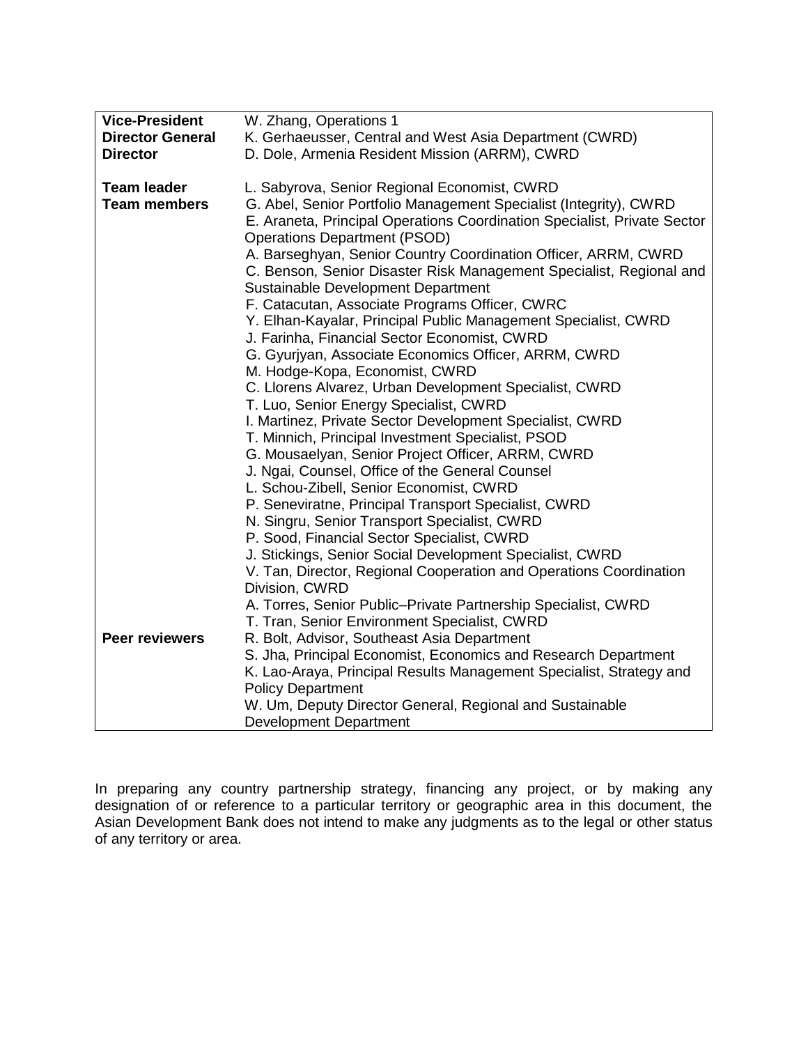| | |
|---|---|
| **Vice-President** | W. Zhang, Operations 1 |
| **Director General** | K. Gerhaeusser, Central and West Asia Department (CWRD) |
| **Director** | D. Dole, Armenia Resident Mission (ARRM), CWRD |
| | |
| **Team leader** | L. Sabyrova, Senior Regional Economist, CWRD |
| **Team members** | G. Abel, Senior Portfolio Management Specialist (Integrity), CWRD<br>E. Araneta, Principal Operations Coordination Specialist, Private Sector Operations Department (PSOD)<br>A. Barseghyan, Senior Country Coordination Officer, ARRM, CWRD<br>C. Benson, Senior Disaster Risk Management Specialist, Regional and Sustainable Development Department<br>F. Catacutan, Associate Programs Officer, CWRC<br>Y. Elhan-Kayalar, Principal Public Management Specialist, CWRD<br>J. Farinha, Financial Sector Economist, CWRD<br>G. Gyurjyan, Associate Economics Officer, ARRM, CWRD<br>M. Hodge-Kopa, Economist, CWRD<br>C. Llorens Alvarez, Urban Development Specialist, CWRD<br>T. Luo, Senior Energy Specialist, CWRD<br>I. Martinez, Private Sector Development Specialist, CWRD<br>T. Minnich, Principal Investment Specialist, PSOD<br>G. Mousaelyan, Senior Project Officer, ARRM, CWRD<br>J. Ngai, Counsel, Office of the General Counsel<br>L. Schou-Zibell, Senior Economist, CWRD<br>P. Seneviratne, Principal Transport Specialist, CWRD<br>N. Singru, Senior Transport Specialist, CWRD<br>P. Sood, Financial Sector Specialist, CWRD<br>J. Stickings, Senior Social Development Specialist, CWRD<br>V. Tan, Director, Regional Cooperation and Operations Coordination Division, CWRD<br>A. Torres, Senior Public–Private Partnership Specialist, CWRD<br>T. Tran, Senior Environment Specialist, CWRD |
| **Peer reviewers** | R. Bolt, Advisor, Southeast Asia Department<br>S. Jha, Principal Economist, Economics and Research Department<br>K. Lao-Araya, Principal Results Management Specialist, Strategy and Policy Department<br>W. Um, Deputy Director General, Regional and Sustainable Development Department |

In preparing any country partnership strategy, financing any project, or by making any designation of or reference to a particular territory or geographic area in this document, the Asian Development Bank does not intend to make any judgments as to the legal or other status of any territory or area.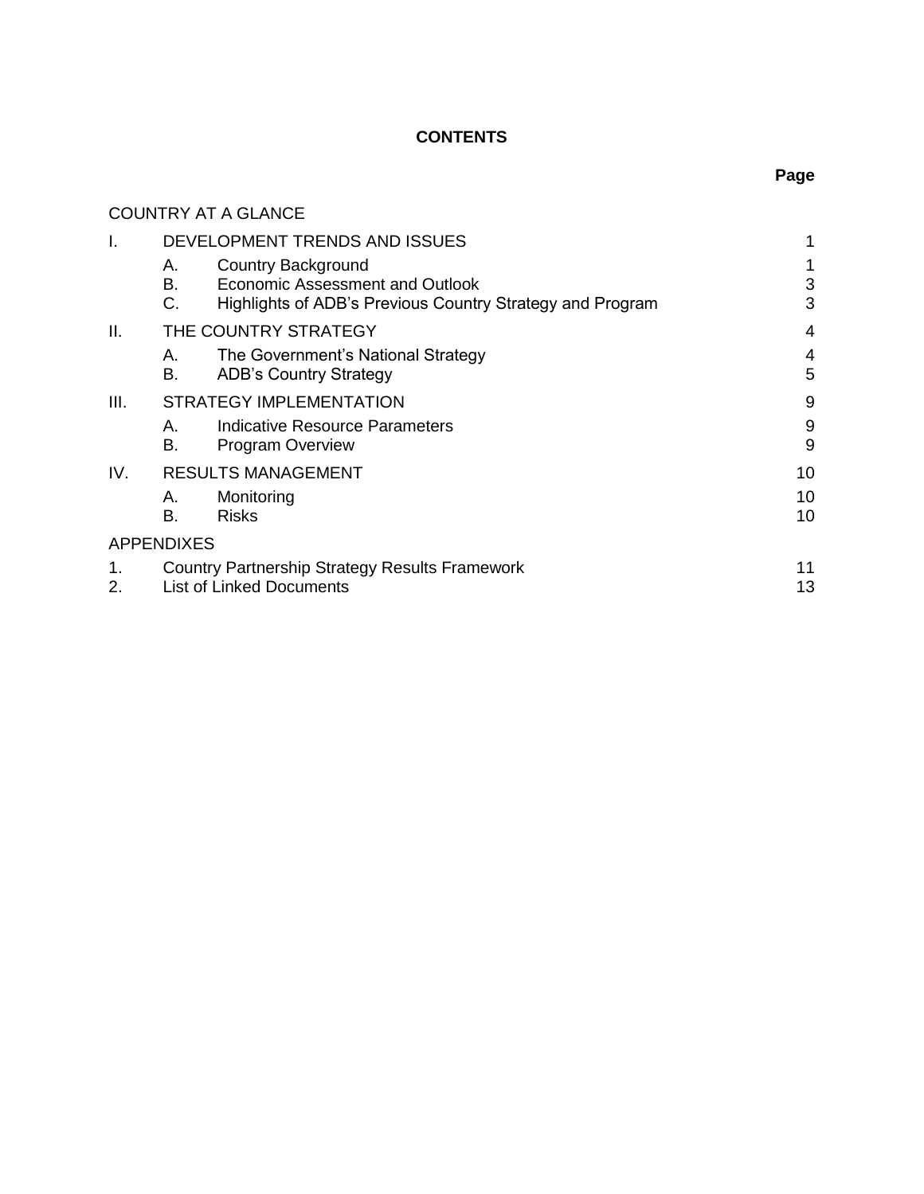# CONTENTS

| | | Page |
|---|---|---|
| COUNTRY AT A GLANCE | | |
| I. | DEVELOPMENT TRENDS AND ISSUES | 1 |
| | A. Country Background | 1 |
| | B. Economic Assessment and Outlook | 3 |
| | C. Highlights of ADB's Previous Country Strategy and Program | 3 |
| II. | THE COUNTRY STRATEGY | 4 |
| | A. The Government's National Strategy | 4 |
| | B. ADB's Country Strategy | 5 |
| III. | STRATEGY IMPLEMENTATION | 9 |
| | A. Indicative Resource Parameters | 9 |
| | B. Program Overview | 9 |
| IV. | RESULTS MANAGEMENT | 10 |
| | A. Monitoring | 10 |
| | B. Risks | 10 |
| APPENDIXES | | |
| 1. | Country Partnership Strategy Results Framework | 11 |
| 2. | List of Linked Documents | 13 |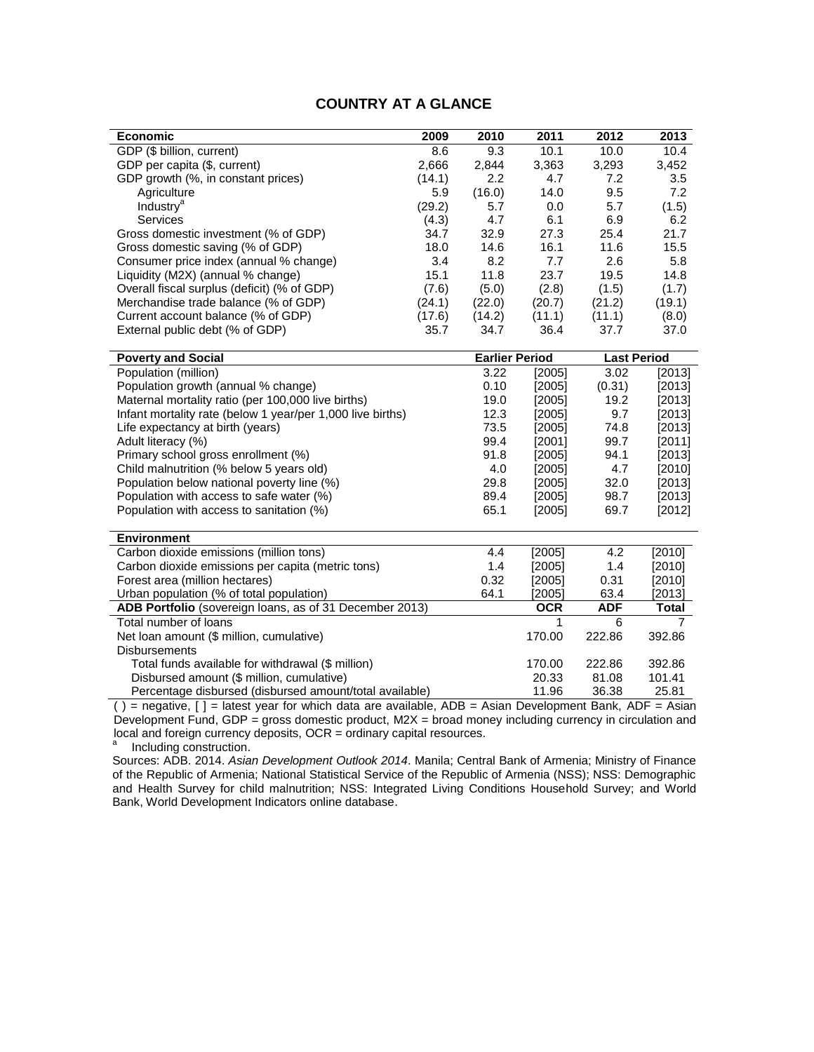# COUNTRY AT A GLANCE

| Economic | 2009 | 2010 | 2011 | 2012 | 2013 |
|---|---|---|---|---|---|
| GDP ($ billion, current) | 8.6 | 9.3 | 10.1 | 10.0 | 10.4 |
| GDP per capita ($, current) | 2,666 | 2,844 | 3,363 | 3,293 | 3,452 |
| GDP growth (%, in constant prices) | (14.1) | 2.2 | 4.7 | 7.2 | 3.5 |
| Agriculture | 5.9 | (16.0) | 14.0 | 9.5 | 7.2 |
| Industry[a] | (29.2) | 5.7 | 0.0 | 5.7 | (1.5) |
| Services | (4.3) | 4.7 | 6.1 | 6.9 | 6.2 |
| Gross domestic investment (% of GDP) | 34.7 | 32.9 | 27.3 | 25.4 | 21.7 |
| Gross domestic saving (% of GDP) | 18.0 | 14.6 | 16.1 | 11.6 | 15.5 |
| Consumer price index (annual % change) | 3.4 | 8.2 | 7.7 | 2.6 | 5.8 |
| Liquidity (M2X) (annual % change) | 15.1 | 11.8 | 23.7 | 19.5 | 14.8 |
| Overall fiscal surplus (deficit) (% of GDP) | (7.6) | (5.0) | (2.8) | (1.5) | (1.7) |
| Merchandise trade balance (% of GDP) | (24.1) | (22.0) | (20.7) | (21.2) | (19.1) |
| Current account balance (% of GDP) | (17.6) | (14.2) | (11.1) | (11.1) | (8.0) |
| External public debt (% of GDP) | 35.7 | 34.7 | 36.4 | 37.7 | 37.0 |

| Poverty and Social | Earlier Period | | Last Period | |
|---|---|---|---|---|
| Population (million) | 3.22 | [2005] | 3.02 | [2013] |
| Population growth (annual % change) | 0.10 | [2005] | (0.31) | [2013] |
| Maternal mortality ratio (per 100,000 live births) | 19.0 | [2005] | 19.2 | [2013] |
| Infant mortality rate (below 1 year/per 1,000 live births) | 12.3 | [2005] | 9.7 | [2013] |
| Life expectancy at birth (years) | 73.5 | [2005] | 74.8 | [2013] |
| Adult literacy (%) | 99.4 | [2001] | 99.7 | [2011] |
| Primary school gross enrollment (%) | 91.8 | [2005] | 94.1 | [2013] |
| Child malnutrition (% below 5 years old) | 4.0 | [2005] | 4.7 | [2010] |
| Population below national poverty line (%) | 29.8 | [2005] | 32.0 | [2013] |
| Population with access to safe water (%) | 89.4 | [2005] | 98.7 | [2013] |
| Population with access to sanitation (%) | 65.1 | [2005] | 69.7 | [2012] |

| Environment | | | | |
|---|---|---|---|---|
| Carbon dioxide emissions (million tons) | 4.4 | [2005] | 4.2 | [2010] |
| Carbon dioxide emissions per capita (metric tons) | 1.4 | [2005] | 1.4 | [2010] |
| Forest area (million hectares) | 0.32 | [2005] | 0.31 | [2010] |
| Urban population (% of total population) | 64.1 | [2005] | 63.4 | [2013] |

| **ADB Portfolio** (sovereign loans, as of 31 December 2013) | OCR | ADF | Total |
|---|---|---|---|
| Total number of loans | 1 | 6 | 7 |
| Net loan amount ($ million, cumulative) | 170.00 | 222.86 | 392.86 |
| Disbursements | | | |
| Total funds available for withdrawal ($ million) | 170.00 | 222.86 | 392.86 |
| Disbursed amount ($ million, cumulative) | 20.33 | 81.08 | 101.41 |
| Percentage disbursed (disbursed amount/total available) | 11.96 | 36.38 | 25.81 |

( ) = negative, [ ] = latest year for which data are available, ADB = Asian Development Bank, ADF = Asian Development Fund, GDP = gross domestic product, M2X = broad money including currency in circulation and local and foreign currency deposits, OCR = ordinary capital resources.

[a] Including construction.

Sources: ADB. 2014. *Asian Development Outlook 2014*. Manila; Central Bank of Armenia; Ministry of Finance of the Republic of Armenia; National Statistical Service of the Republic of Armenia (NSS); NSS: Demographic and Health Survey for child malnutrition; NSS: Integrated Living Conditions Household Survey; and World Bank, World Development Indicators online database.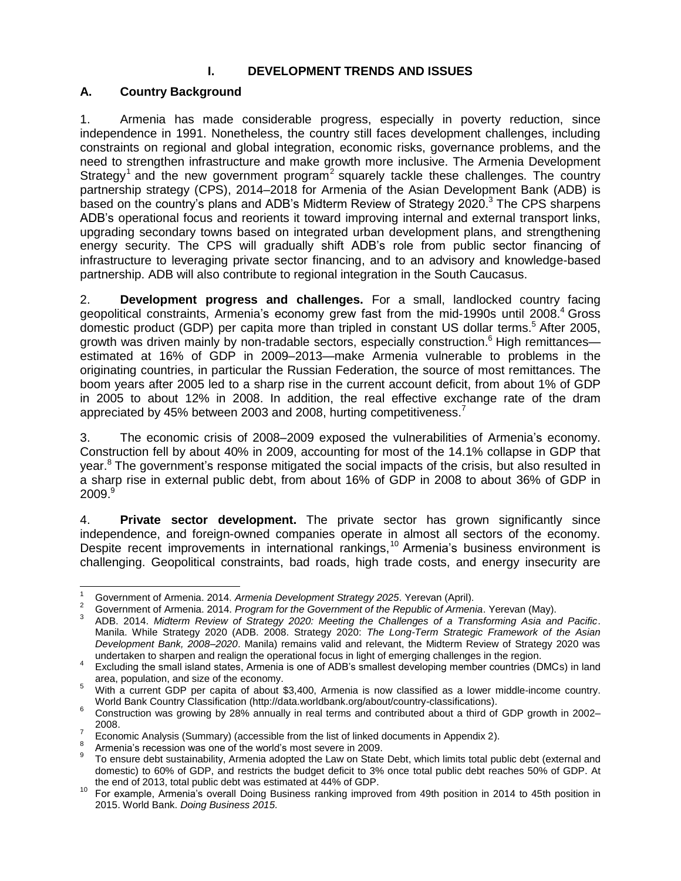# I. DEVELOPMENT TRENDS AND ISSUES

## A. Country Background

1. Armenia has made considerable progress, especially in poverty reduction, since independence in 1991. Nonetheless, the country still faces development challenges, including constraints on regional and global integration, economic risks, governance problems, and the need to strengthen infrastructure and make growth more inclusive. The Armenia Development Strategy[1] and the new government program[2] squarely tackle these challenges. The country partnership strategy (CPS), 2014–2018 for Armenia of the Asian Development Bank (ADB) is based on the country's plans and ADB's Midterm Review of Strategy 2020.[3] The CPS sharpens ADB's operational focus and reorients it toward improving internal and external transport links, upgrading secondary towns based on integrated urban development plans, and strengthening energy security. The CPS will gradually shift ADB's role from public sector financing of infrastructure to leveraging private sector financing, and to an advisory and knowledge-based partnership. ADB will also contribute to regional integration in the South Caucasus.

2. **Development progress and challenges.** For a small, landlocked country facing geopolitical constraints, Armenia's economy grew fast from the mid-1990s until 2008.[4] Gross domestic product (GDP) per capita more than tripled in constant US dollar terms.[5] After 2005, growth was driven mainly by non-tradable sectors, especially construction.[6] High remittances—estimated at 16% of GDP in 2009–2013—make Armenia vulnerable to problems in the originating countries, in particular the Russian Federation, the source of most remittances. The boom years after 2005 led to a sharp rise in the current account deficit, from about 1% of GDP in 2005 to about 12% in 2008. In addition, the real effective exchange rate of the dram appreciated by 45% between 2003 and 2008, hurting competitiveness.[7]

3. The economic crisis of 2008–2009 exposed the vulnerabilities of Armenia's economy. Construction fell by about 40% in 2009, accounting for most of the 14.1% collapse in GDP that year.[8] The government's response mitigated the social impacts of the crisis, but also resulted in a sharp rise in external public debt, from about 16% of GDP in 2008 to about 36% of GDP in 2009.[9]

4. **Private sector development.** The private sector has grown significantly since independence, and foreign-owned companies operate in almost all sectors of the economy. Despite recent improvements in international rankings,[10] Armenia's business environment is challenging. Geopolitical constraints, bad roads, high trade costs, and energy insecurity are

---

[1] Government of Armenia. 2014. *Armenia Development Strategy 2025*. Yerevan (April).

[2] Government of Armenia. 2014. *Program for the Government of the Republic of Armenia*. Yerevan (May).

[3] ADB. 2014. *Midterm Review of Strategy 2020: Meeting the Challenges of a Transforming Asia and Pacific*. Manila. While Strategy 2020 (ADB. 2008. Strategy 2020: *The Long-Term Strategic Framework of the Asian Development Bank, 2008–2020*. Manila) remains valid and relevant, the Midterm Review of Strategy 2020 was undertaken to sharpen and realign the operational focus in light of emerging challenges in the region.

[4] Excluding the small island states, Armenia is one of ADB's smallest developing member countries (DMCs) in land area, population, and size of the economy.

[5] With a current GDP per capita of about $3,400, Armenia is now classified as a lower middle-income country. World Bank Country Classification (http://data.worldbank.org/about/country-classifications).

[6] Construction was growing by 28% annually in real terms and contributed about a third of GDP growth in 2002–2008.

[7] Economic Analysis (Summary) (accessible from the list of linked documents in Appendix 2).

[8] Armenia's recession was one of the world's most severe in 2009.

[9] To ensure debt sustainability, Armenia adopted the Law on State Debt, which limits total public debt (external and domestic) to 60% of GDP, and restricts the budget deficit to 3% once total public debt reaches 50% of GDP. At the end of 2013, total public debt was estimated at 44% of GDP.

[10] For example, Armenia's overall Doing Business ranking improved from 49th position in 2014 to 45th position in 2015. World Bank. *Doing Business 2015*.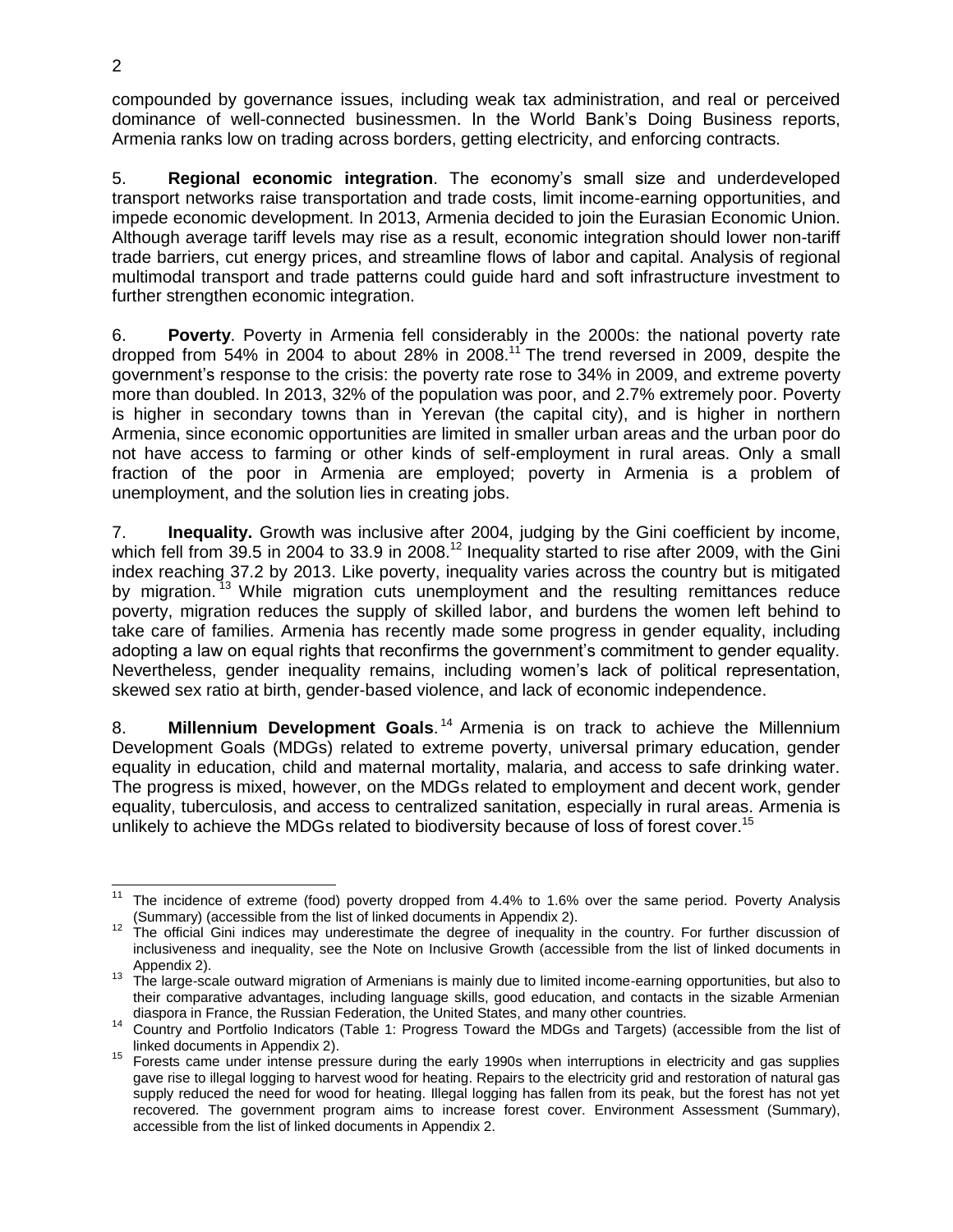compounded by governance issues, including weak tax administration, and real or perceived dominance of well-connected businessmen. In the World Bank's Doing Business reports, Armenia ranks low on trading across borders, getting electricity, and enforcing contracts.

5. **Regional economic integration**. The economy's small size and underdeveloped transport networks raise transportation and trade costs, limit income-earning opportunities, and impede economic development. In 2013, Armenia decided to join the Eurasian Economic Union. Although average tariff levels may rise as a result, economic integration should lower non-tariff trade barriers, cut energy prices, and streamline flows of labor and capital. Analysis of regional multimodal transport and trade patterns could guide hard and soft infrastructure investment to further strengthen economic integration.

6. **Poverty**. Poverty in Armenia fell considerably in the 2000s: the national poverty rate dropped from 54% in 2004 to about 28% in 2008.[11] The trend reversed in 2009, despite the government's response to the crisis: the poverty rate rose to 34% in 2009, and extreme poverty more than doubled. In 2013, 32% of the population was poor, and 2.7% extremely poor. Poverty is higher in secondary towns than in Yerevan (the capital city), and is higher in northern Armenia, since economic opportunities are limited in smaller urban areas and the urban poor do not have access to farming or other kinds of self-employment in rural areas. Only a small fraction of the poor in Armenia are employed; poverty in Armenia is a problem of unemployment, and the solution lies in creating jobs.

7. **Inequality.** Growth was inclusive after 2004, judging by the Gini coefficient by income, which fell from 39.5 in 2004 to 33.9 in 2008.[12] Inequality started to rise after 2009, with the Gini index reaching 37.2 by 2013. Like poverty, inequality varies across the country but is mitigated by migration.[13] While migration cuts unemployment and the resulting remittances reduce poverty, migration reduces the supply of skilled labor, and burdens the women left behind to take care of families. Armenia has recently made some progress in gender equality, including adopting a law on equal rights that reconfirms the government's commitment to gender equality. Nevertheless, gender inequality remains, including women's lack of political representation, skewed sex ratio at birth, gender-based violence, and lack of economic independence.

8. **Millennium Development Goals**.[14] Armenia is on track to achieve the Millennium Development Goals (MDGs) related to extreme poverty, universal primary education, gender equality in education, child and maternal mortality, malaria, and access to safe drinking water. The progress is mixed, however, on the MDGs related to employment and decent work, gender equality, tuberculosis, and access to centralized sanitation, especially in rural areas. Armenia is unlikely to achieve the MDGs related to biodiversity because of loss of forest cover.[15]

---

[11] The incidence of extreme (food) poverty dropped from 4.4% to 1.6% over the same period. Poverty Analysis (Summary) (accessible from the list of linked documents in Appendix 2).

[12] The official Gini indices may underestimate the degree of inequality in the country. For further discussion of inclusiveness and inequality, see the Note on Inclusive Growth (accessible from the list of linked documents in Appendix 2).

[13] The large-scale outward migration of Armenians is mainly due to limited income-earning opportunities, but also to their comparative advantages, including language skills, good education, and contacts in the sizable Armenian diaspora in France, the Russian Federation, the United States, and many other countries.

[14] Country and Portfolio Indicators (Table 1: Progress Toward the MDGs and Targets) (accessible from the list of linked documents in Appendix 2).

[15] Forests came under intense pressure during the early 1990s when interruptions in electricity and gas supplies gave rise to illegal logging to harvest wood for heating. Repairs to the electricity grid and restoration of natural gas supply reduced the need for wood for heating. Illegal logging has fallen from its peak, but the forest has not yet recovered. The government program aims to increase forest cover. Environment Assessment (Summary), accessible from the list of linked documents in Appendix 2.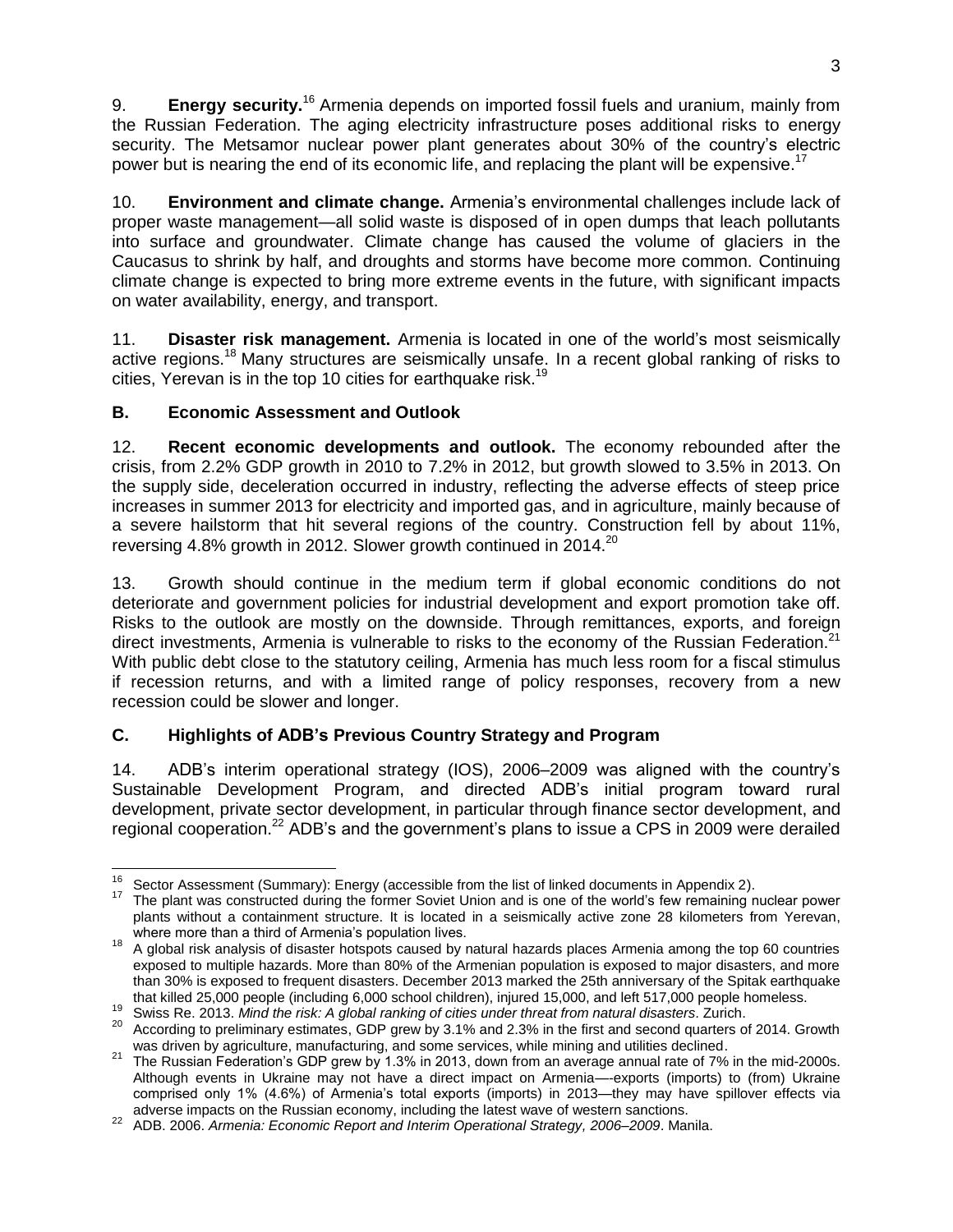9. **Energy security.**[16] Armenia depends on imported fossil fuels and uranium, mainly from the Russian Federation. The aging electricity infrastructure poses additional risks to energy security. The Metsamor nuclear power plant generates about 30% of the country's electric power but is nearing the end of its economic life, and replacing the plant will be expensive.[17]

10. **Environment and climate change.** Armenia's environmental challenges include lack of proper waste management—all solid waste is disposed of in open dumps that leach pollutants into surface and groundwater. Climate change has caused the volume of glaciers in the Caucasus to shrink by half, and droughts and storms have become more common. Continuing climate change is expected to bring more extreme events in the future, with significant impacts on water availability, energy, and transport.

11. **Disaster risk management.** Armenia is located in one of the world's most seismically active regions.[18] Many structures are seismically unsafe. In a recent global ranking of risks to cities, Yerevan is in the top 10 cities for earthquake risk.[19]

### B. Economic Assessment and Outlook

12. **Recent economic developments and outlook.** The economy rebounded after the crisis, from 2.2% GDP growth in 2010 to 7.2% in 2012, but growth slowed to 3.5% in 2013. On the supply side, deceleration occurred in industry, reflecting the adverse effects of steep price increases in summer 2013 for electricity and imported gas, and in agriculture, mainly because of a severe hailstorm that hit several regions of the country. Construction fell by about 11%, reversing 4.8% growth in 2012. Slower growth continued in 2014.[20]

13. Growth should continue in the medium term if global economic conditions do not deteriorate and government policies for industrial development and export promotion take off. Risks to the outlook are mostly on the downside. Through remittances, exports, and foreign direct investments, Armenia is vulnerable to risks to the economy of the Russian Federation.[21] With public debt close to the statutory ceiling, Armenia has much less room for a fiscal stimulus if recession returns, and with a limited range of policy responses, recovery from a new recession could be slower and longer.

### C. Highlights of ADB's Previous Country Strategy and Program

14. ADB's interim operational strategy (IOS), 2006–2009 was aligned with the country's Sustainable Development Program, and directed ADB's initial program toward rural development, private sector development, in particular through finance sector development, and regional cooperation.[22] ADB's and the government's plans to issue a CPS in 2009 were derailed

---

[16] Sector Assessment (Summary): Energy (accessible from the list of linked documents in Appendix 2).

[17] The plant was constructed during the former Soviet Union and is one of the world's few remaining nuclear power plants without a containment structure. It is located in a seismically active zone 28 kilometers from Yerevan, where more than a third of Armenia's population lives.

[18] A global risk analysis of disaster hotspots caused by natural hazards places Armenia among the top 60 countries exposed to multiple hazards. More than 80% of the Armenian population is exposed to major disasters, and more than 30% is exposed to frequent disasters. December 2013 marked the 25th anniversary of the Spitak earthquake that killed 25,000 people (including 6,000 school children), injured 15,000, and left 517,000 people homeless.

[19] Swiss Re. 2013. *Mind the risk: A global ranking of cities under threat from natural disasters*. Zurich.

[20] According to preliminary estimates, GDP grew by 3.1% and 2.3% in the first and second quarters of 2014. Growth was driven by agriculture, manufacturing, and some services, while mining and utilities declined.

[21] The Russian Federation's GDP grew by 1.3% in 2013, down from an average annual rate of 7% in the mid-2000s. Although events in Ukraine may not have a direct impact on Armenia—-exports (imports) to (from) Ukraine comprised only 1% (4.6%) of Armenia's total exports (imports) in 2013—they may have spillover effects via adverse impacts on the Russian economy, including the latest wave of western sanctions.

[22] ADB. 2006. *Armenia: Economic Report and Interim Operational Strategy, 2006–2009*. Manila.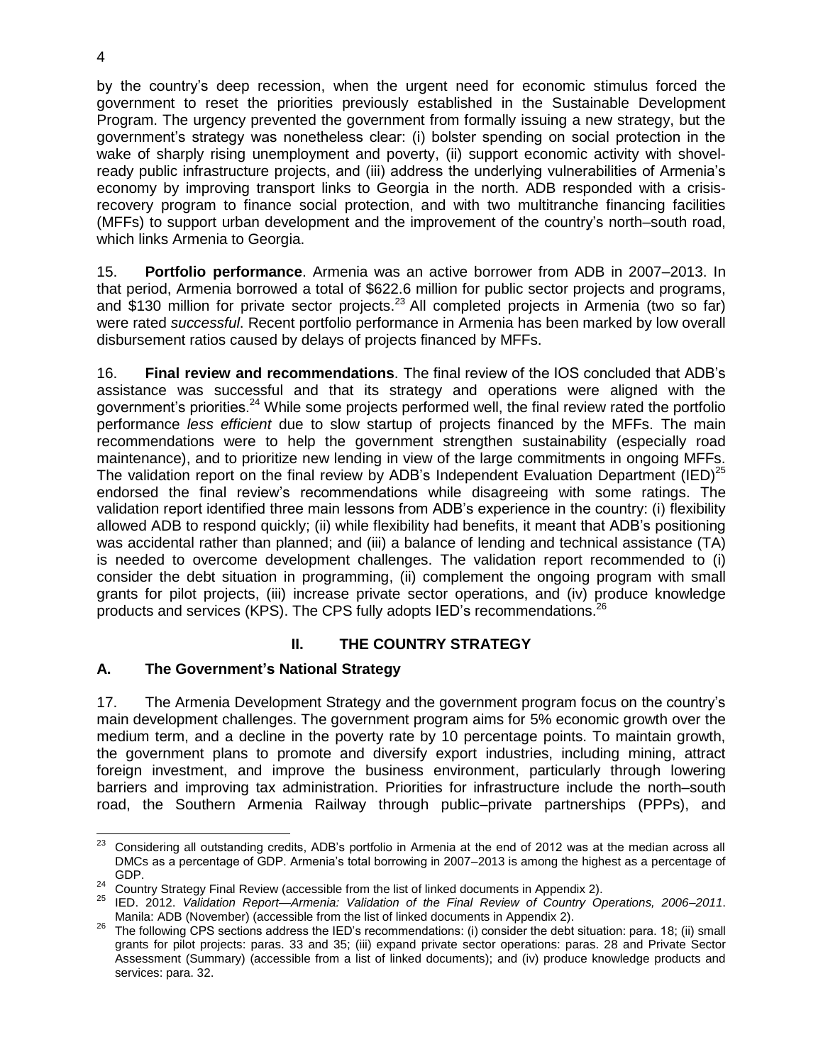by the country's deep recession, when the urgent need for economic stimulus forced the government to reset the priorities previously established in the Sustainable Development Program. The urgency prevented the government from formally issuing a new strategy, but the government's strategy was nonetheless clear: (i) bolster spending on social protection in the wake of sharply rising unemployment and poverty, (ii) support economic activity with shovel-ready public infrastructure projects, and (iii) address the underlying vulnerabilities of Armenia's economy by improving transport links to Georgia in the north. ADB responded with a crisis-recovery program to finance social protection, and with two multitranche financing facilities (MFFs) to support urban development and the improvement of the country's north–south road, which links Armenia to Georgia.

15. **Portfolio performance**. Armenia was an active borrower from ADB in 2007–2013. In that period, Armenia borrowed a total of $622.6 million for public sector projects and programs, and $130 million for private sector projects.[23] All completed projects in Armenia (two so far) were rated *successful*. Recent portfolio performance in Armenia has been marked by low overall disbursement ratios caused by delays of projects financed by MFFs.

16. **Final review and recommendations**. The final review of the IOS concluded that ADB's assistance was successful and that its strategy and operations were aligned with the government's priorities.[24] While some projects performed well, the final review rated the portfolio performance *less efficient* due to slow startup of projects financed by the MFFs. The main recommendations were to help the government strengthen sustainability (especially road maintenance), and to prioritize new lending in view of the large commitments in ongoing MFFs. The validation report on the final review by ADB's Independent Evaluation Department (IED)[25] endorsed the final review's recommendations while disagreeing with some ratings. The validation report identified three main lessons from ADB's experience in the country: (i) flexibility allowed ADB to respond quickly; (ii) while flexibility had benefits, it meant that ADB's positioning was accidental rather than planned; and (iii) a balance of lending and technical assistance (TA) is needed to overcome development challenges. The validation report recommended to (i) consider the debt situation in programming, (ii) complement the ongoing program with small grants for pilot projects, (iii) increase private sector operations, and (iv) produce knowledge products and services (KPS). The CPS fully adopts IED's recommendations.[26]

## II. THE COUNTRY STRATEGY

### A. The Government's National Strategy

17. The Armenia Development Strategy and the government program focus on the country's main development challenges. The government program aims for 5% economic growth over the medium term, and a decline in the poverty rate by 10 percentage points. To maintain growth, the government plans to promote and diversify export industries, including mining, attract foreign investment, and improve the business environment, particularly through lowering barriers and improving tax administration. Priorities for infrastructure include the north–south road, the Southern Armenia Railway through public–private partnerships (PPPs), and

---

[23] Considering all outstanding credits, ADB's portfolio in Armenia at the end of 2012 was at the median across all DMCs as a percentage of GDP. Armenia's total borrowing in 2007–2013 is among the highest as a percentage of GDP.

[24] Country Strategy Final Review (accessible from the list of linked documents in Appendix 2).

[25] IED. 2012. *Validation Report—Armenia: Validation of the Final Review of Country Operations, 2006–2011*. Manila: ADB (November) (accessible from the list of linked documents in Appendix 2).

[26] The following CPS sections address the IED's recommendations: (i) consider the debt situation: para. 18; (ii) small grants for pilot projects: paras. 33 and 35; (iii) expand private sector operations: paras. 28 and Private Sector Assessment (Summary) (accessible from a list of linked documents); and (iv) produce knowledge products and services: para. 32.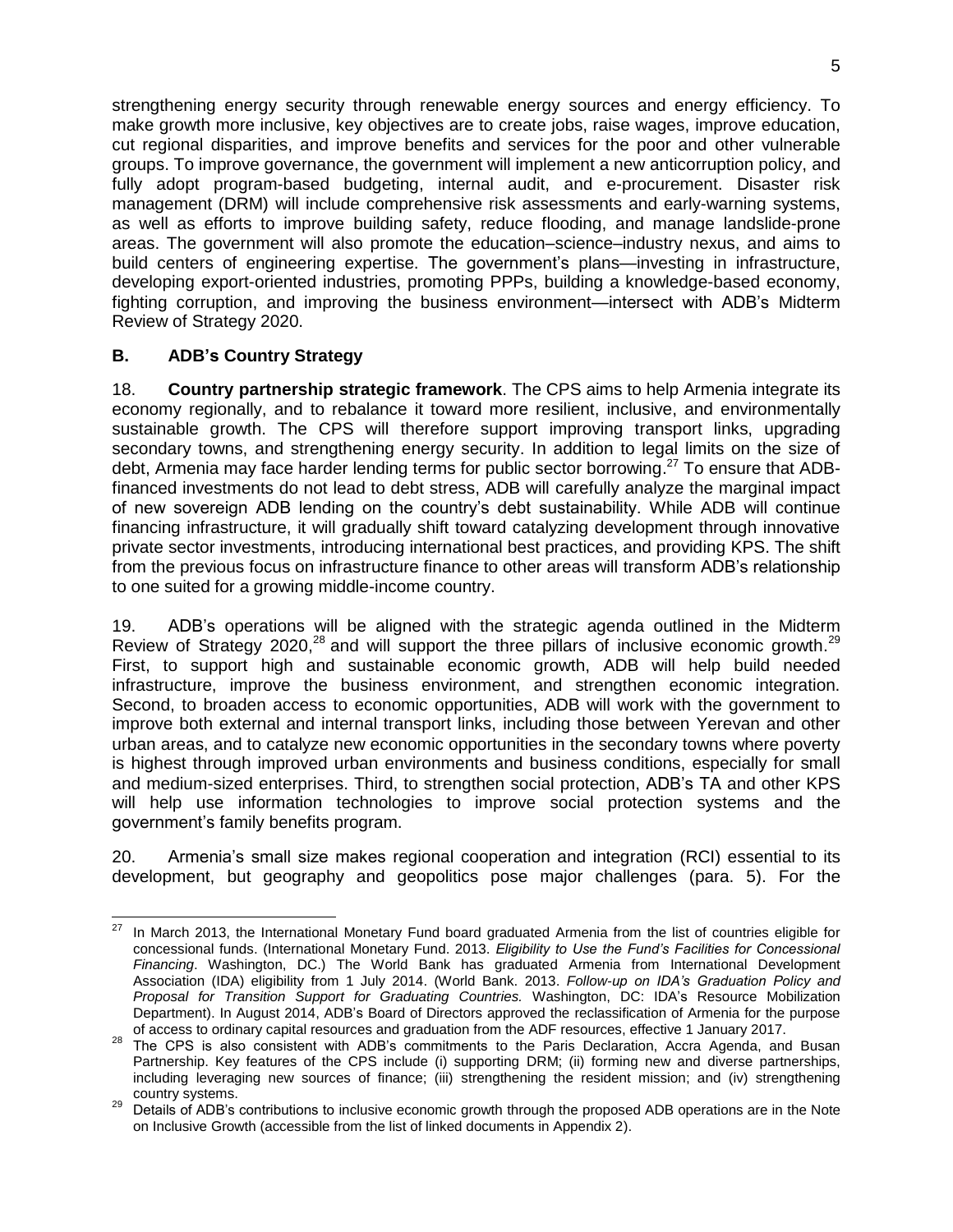strengthening energy security through renewable energy sources and energy efficiency. To make growth more inclusive, key objectives are to create jobs, raise wages, improve education, cut regional disparities, and improve benefits and services for the poor and other vulnerable groups. To improve governance, the government will implement a new anticorruption policy, and fully adopt program-based budgeting, internal audit, and e-procurement. Disaster risk management (DRM) will include comprehensive risk assessments and early-warning systems, as well as efforts to improve building safety, reduce flooding, and manage landslide-prone areas. The government will also promote the education–science–industry nexus, and aims to build centers of engineering expertise. The government's plans—investing in infrastructure, developing export-oriented industries, promoting PPPs, building a knowledge-based economy, fighting corruption, and improving the business environment—intersect with ADB's Midterm Review of Strategy 2020.

## B. ADB's Country Strategy

18. **Country partnership strategic framework**. The CPS aims to help Armenia integrate its economy regionally, and to rebalance it toward more resilient, inclusive, and environmentally sustainable growth. The CPS will therefore support improving transport links, upgrading secondary towns, and strengthening energy security. In addition to legal limits on the size of debt, Armenia may face harder lending terms for public sector borrowing.[27] To ensure that ADB-financed investments do not lead to debt stress, ADB will carefully analyze the marginal impact of new sovereign ADB lending on the country's debt sustainability. While ADB will continue financing infrastructure, it will gradually shift toward catalyzing development through innovative private sector investments, introducing international best practices, and providing KPS. The shift from the previous focus on infrastructure finance to other areas will transform ADB's relationship to one suited for a growing middle-income country.

19. ADB's operations will be aligned with the strategic agenda outlined in the Midterm Review of Strategy 2020,[28] and will support the three pillars of inclusive economic growth.[29] First, to support high and sustainable economic growth, ADB will help build needed infrastructure, improve the business environment, and strengthen economic integration. Second, to broaden access to economic opportunities, ADB will work with the government to improve both external and internal transport links, including those between Yerevan and other urban areas, and to catalyze new economic opportunities in the secondary towns where poverty is highest through improved urban environments and business conditions, especially for small and medium-sized enterprises. Third, to strengthen social protection, ADB's TA and other KPS will help use information technologies to improve social protection systems and the government's family benefits program.

20. Armenia's small size makes regional cooperation and integration (RCI) essential to its development, but geography and geopolitics pose major challenges (para. 5). For the

---

[27] In March 2013, the International Monetary Fund board graduated Armenia from the list of countries eligible for concessional funds. (International Monetary Fund. 2013. *Eligibility to Use the Fund's Facilities for Concessional Financing*. Washington, DC.) The World Bank has graduated Armenia from International Development Association (IDA) eligibility from 1 July 2014. (World Bank. 2013. *Follow-up on IDA's Graduation Policy and Proposal for Transition Support for Graduating Countries.* Washington, DC: IDA's Resource Mobilization Department). In August 2014, ADB's Board of Directors approved the reclassification of Armenia for the purpose of access to ordinary capital resources and graduation from the ADF resources, effective 1 January 2017.

[28] The CPS is also consistent with ADB's commitments to the Paris Declaration, Accra Agenda, and Busan Partnership. Key features of the CPS include (i) supporting DRM; (ii) forming new and diverse partnerships, including leveraging new sources of finance; (iii) strengthening the resident mission; and (iv) strengthening country systems.

[29] Details of ADB's contributions to inclusive economic growth through the proposed ADB operations are in the Note on Inclusive Growth (accessible from the list of linked documents in Appendix 2).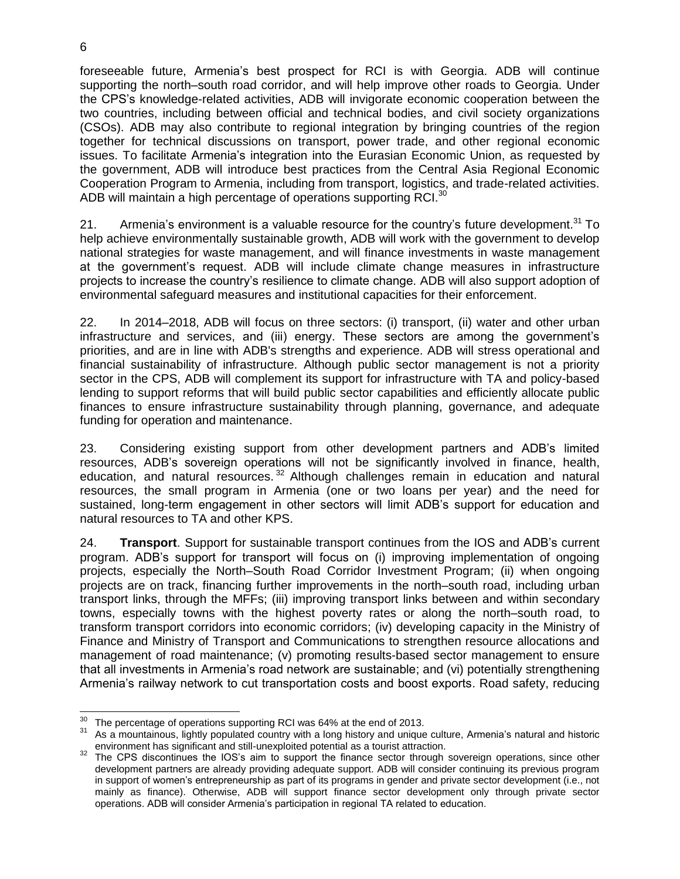foreseeable future, Armenia's best prospect for RCI is with Georgia. ADB will continue supporting the north–south road corridor, and will help improve other roads to Georgia. Under the CPS's knowledge-related activities, ADB will invigorate economic cooperation between the two countries, including between official and technical bodies, and civil society organizations (CSOs). ADB may also contribute to regional integration by bringing countries of the region together for technical discussions on transport, power trade, and other regional economic issues. To facilitate Armenia's integration into the Eurasian Economic Union, as requested by the government, ADB will introduce best practices from the Central Asia Regional Economic Cooperation Program to Armenia, including from transport, logistics, and trade-related activities. ADB will maintain a high percentage of operations supporting RCI.[30]

21. Armenia's environment is a valuable resource for the country's future development.[31] To help achieve environmentally sustainable growth, ADB will work with the government to develop national strategies for waste management, and will finance investments in waste management at the government's request. ADB will include climate change measures in infrastructure projects to increase the country's resilience to climate change. ADB will also support adoption of environmental safeguard measures and institutional capacities for their enforcement.

22. In 2014–2018, ADB will focus on three sectors: (i) transport, (ii) water and other urban infrastructure and services, and (iii) energy. These sectors are among the government's priorities, and are in line with ADB's strengths and experience. ADB will stress operational and financial sustainability of infrastructure. Although public sector management is not a priority sector in the CPS, ADB will complement its support for infrastructure with TA and policy-based lending to support reforms that will build public sector capabilities and efficiently allocate public finances to ensure infrastructure sustainability through planning, governance, and adequate funding for operation and maintenance.

23. Considering existing support from other development partners and ADB's limited resources, ADB's sovereign operations will not be significantly involved in finance, health, education, and natural resources.[32] Although challenges remain in education and natural resources, the small program in Armenia (one or two loans per year) and the need for sustained, long-term engagement in other sectors will limit ADB's support for education and natural resources to TA and other KPS.

24. **Transport**. Support for sustainable transport continues from the IOS and ADB's current program. ADB's support for transport will focus on (i) improving implementation of ongoing projects, especially the North–South Road Corridor Investment Program; (ii) when ongoing projects are on track, financing further improvements in the north–south road, including urban transport links, through the MFFs; (iii) improving transport links between and within secondary towns, especially towns with the highest poverty rates or along the north–south road, to transform transport corridors into economic corridors; (iv) developing capacity in the Ministry of Finance and Ministry of Transport and Communications to strengthen resource allocations and management of road maintenance; (v) promoting results-based sector management to ensure that all investments in Armenia's road network are sustainable; and (vi) potentially strengthening Armenia's railway network to cut transportation costs and boost exports. Road safety, reducing

---

[30] The percentage of operations supporting RCI was 64% at the end of 2013.

[31] As a mountainous, lightly populated country with a long history and unique culture, Armenia's natural and historic environment has significant and still-unexploited potential as a tourist attraction.

[32] The CPS discontinues the IOS's aim to support the finance sector through sovereign operations, since other development partners are already providing adequate support. ADB will consider continuing its previous program in support of women's entrepreneurship as part of its programs in gender and private sector development (i.e., not mainly as finance). Otherwise, ADB will support finance sector development only through private sector operations. ADB will consider Armenia's participation in regional TA related to education.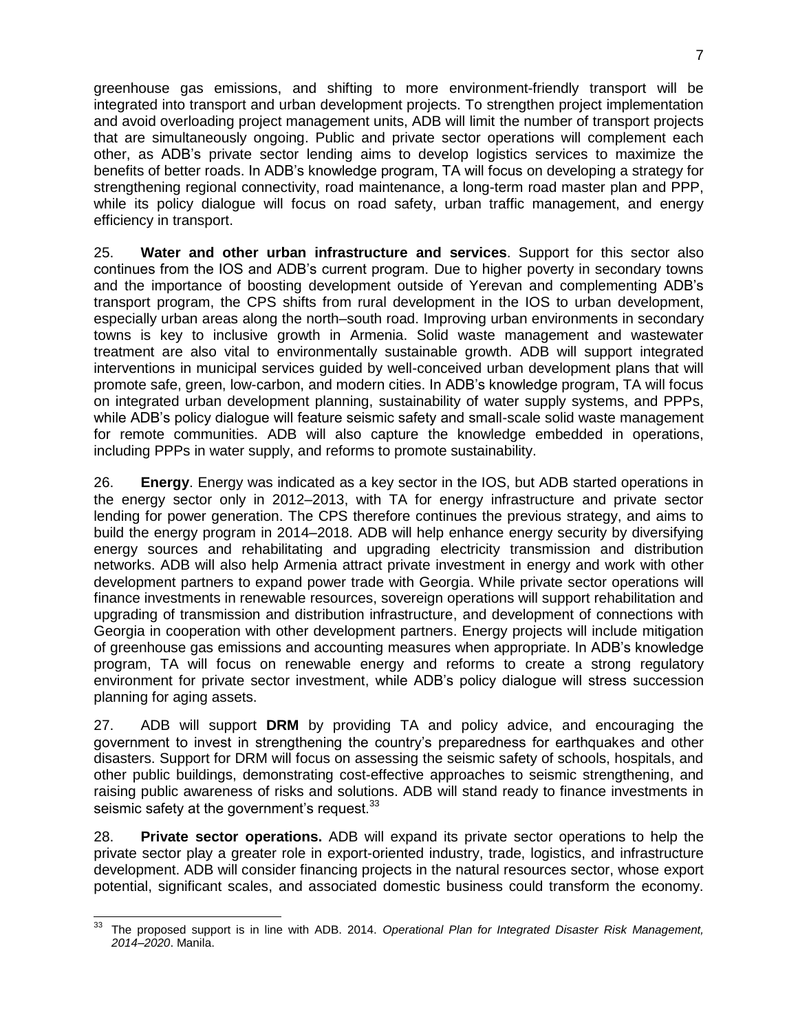greenhouse gas emissions, and shifting to more environment-friendly transport will be integrated into transport and urban development projects. To strengthen project implementation and avoid overloading project management units, ADB will limit the number of transport projects that are simultaneously ongoing. Public and private sector operations will complement each other, as ADB's private sector lending aims to develop logistics services to maximize the benefits of better roads. In ADB's knowledge program, TA will focus on developing a strategy for strengthening regional connectivity, road maintenance, a long-term road master plan and PPP, while its policy dialogue will focus on road safety, urban traffic management, and energy efficiency in transport.

25. **Water and other urban infrastructure and services**. Support for this sector also continues from the IOS and ADB's current program. Due to higher poverty in secondary towns and the importance of boosting development outside of Yerevan and complementing ADB's transport program, the CPS shifts from rural development in the IOS to urban development, especially urban areas along the north–south road. Improving urban environments in secondary towns is key to inclusive growth in Armenia. Solid waste management and wastewater treatment are also vital to environmentally sustainable growth. ADB will support integrated interventions in municipal services guided by well-conceived urban development plans that will promote safe, green, low-carbon, and modern cities. In ADB's knowledge program, TA will focus on integrated urban development planning, sustainability of water supply systems, and PPPs, while ADB's policy dialogue will feature seismic safety and small-scale solid waste management for remote communities. ADB will also capture the knowledge embedded in operations, including PPPs in water supply, and reforms to promote sustainability.

26. **Energy**. Energy was indicated as a key sector in the IOS, but ADB started operations in the energy sector only in 2012–2013, with TA for energy infrastructure and private sector lending for power generation. The CPS therefore continues the previous strategy, and aims to build the energy program in 2014–2018. ADB will help enhance energy security by diversifying energy sources and rehabilitating and upgrading electricity transmission and distribution networks. ADB will also help Armenia attract private investment in energy and work with other development partners to expand power trade with Georgia. While private sector operations will finance investments in renewable resources, sovereign operations will support rehabilitation and upgrading of transmission and distribution infrastructure, and development of connections with Georgia in cooperation with other development partners. Energy projects will include mitigation of greenhouse gas emissions and accounting measures when appropriate. In ADB's knowledge program, TA will focus on renewable energy and reforms to create a strong regulatory environment for private sector investment, while ADB's policy dialogue will stress succession planning for aging assets.

27. ADB will support **DRM** by providing TA and policy advice, and encouraging the government to invest in strengthening the country's preparedness for earthquakes and other disasters. Support for DRM will focus on assessing the seismic safety of schools, hospitals, and other public buildings, demonstrating cost-effective approaches to seismic strengthening, and raising public awareness of risks and solutions. ADB will stand ready to finance investments in seismic safety at the government's request.[33]

28. **Private sector operations.** ADB will expand its private sector operations to help the private sector play a greater role in export-oriented industry, trade, logistics, and infrastructure development. ADB will consider financing projects in the natural resources sector, whose export potential, significant scales, and associated domestic business could transform the economy.

---

[33] The proposed support is in line with ADB. 2014. *Operational Plan for Integrated Disaster Risk Management, 2014–2020*. Manila.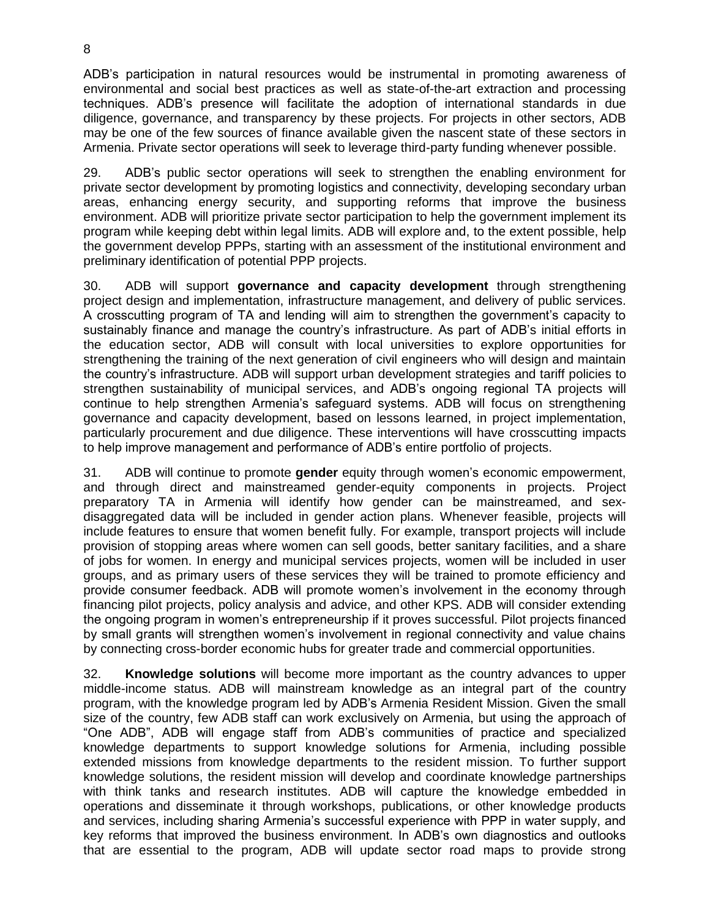ADB's participation in natural resources would be instrumental in promoting awareness of environmental and social best practices as well as state-of-the-art extraction and processing techniques. ADB's presence will facilitate the adoption of international standards in due diligence, governance, and transparency by these projects. For projects in other sectors, ADB may be one of the few sources of finance available given the nascent state of these sectors in Armenia. Private sector operations will seek to leverage third-party funding whenever possible.

29. ADB's public sector operations will seek to strengthen the enabling environment for private sector development by promoting logistics and connectivity, developing secondary urban areas, enhancing energy security, and supporting reforms that improve the business environment. ADB will prioritize private sector participation to help the government implement its program while keeping debt within legal limits. ADB will explore and, to the extent possible, help the government develop PPPs, starting with an assessment of the institutional environment and preliminary identification of potential PPP projects.

30. ADB will support **governance and capacity development** through strengthening project design and implementation, infrastructure management, and delivery of public services. A crosscutting program of TA and lending will aim to strengthen the government's capacity to sustainably finance and manage the country's infrastructure. As part of ADB's initial efforts in the education sector, ADB will consult with local universities to explore opportunities for strengthening the training of the next generation of civil engineers who will design and maintain the country's infrastructure. ADB will support urban development strategies and tariff policies to strengthen sustainability of municipal services, and ADB's ongoing regional TA projects will continue to help strengthen Armenia's safeguard systems. ADB will focus on strengthening governance and capacity development, based on lessons learned, in project implementation, particularly procurement and due diligence. These interventions will have crosscutting impacts to help improve management and performance of ADB's entire portfolio of projects.

31. ADB will continue to promote **gender** equity through women's economic empowerment, and through direct and mainstreamed gender-equity components in projects. Project preparatory TA in Armenia will identify how gender can be mainstreamed, and sex-disaggregated data will be included in gender action plans. Whenever feasible, projects will include features to ensure that women benefit fully. For example, transport projects will include provision of stopping areas where women can sell goods, better sanitary facilities, and a share of jobs for women. In energy and municipal services projects, women will be included in user groups, and as primary users of these services they will be trained to promote efficiency and provide consumer feedback. ADB will promote women's involvement in the economy through financing pilot projects, policy analysis and advice, and other KPS. ADB will consider extending the ongoing program in women's entrepreneurship if it proves successful. Pilot projects financed by small grants will strengthen women's involvement in regional connectivity and value chains by connecting cross-border economic hubs for greater trade and commercial opportunities.

32. **Knowledge solutions** will become more important as the country advances to upper middle-income status. ADB will mainstream knowledge as an integral part of the country program, with the knowledge program led by ADB's Armenia Resident Mission. Given the small size of the country, few ADB staff can work exclusively on Armenia, but using the approach of "One ADB", ADB will engage staff from ADB's communities of practice and specialized knowledge departments to support knowledge solutions for Armenia, including possible extended missions from knowledge departments to the resident mission. To further support knowledge solutions, the resident mission will develop and coordinate knowledge partnerships with think tanks and research institutes. ADB will capture the knowledge embedded in operations and disseminate it through workshops, publications, or other knowledge products and services, including sharing Armenia's successful experience with PPP in water supply, and key reforms that improved the business environment. In ADB's own diagnostics and outlooks that are essential to the program, ADB will update sector road maps to provide strong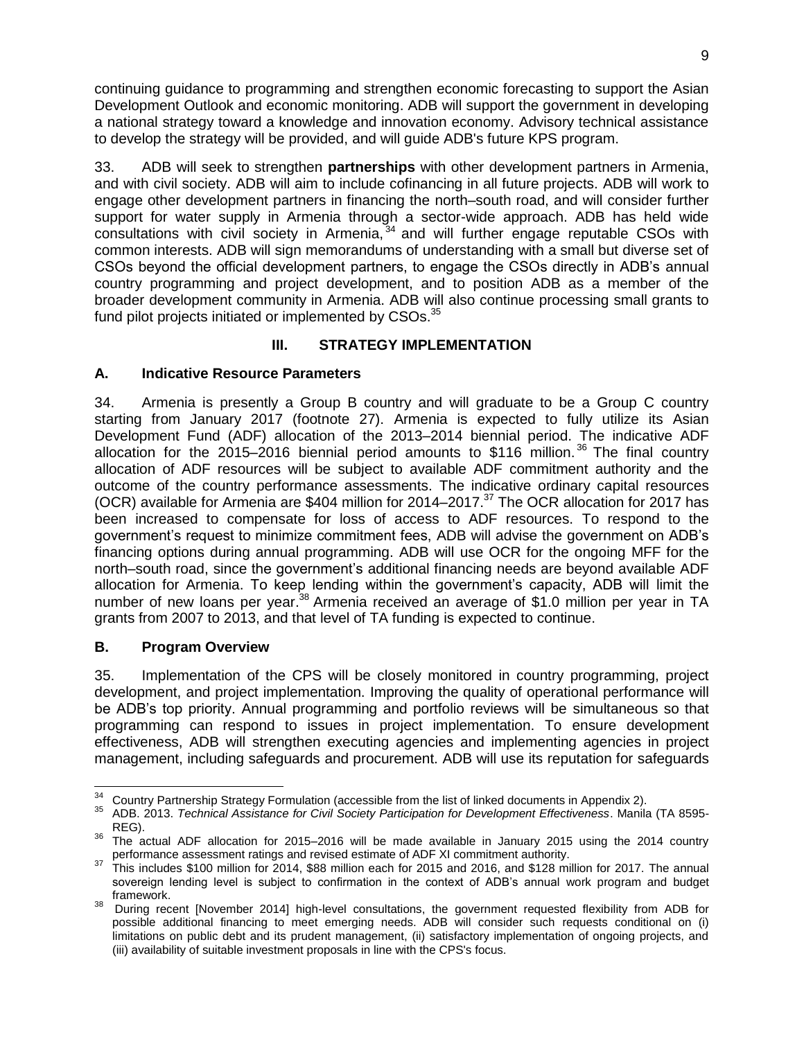continuing guidance to programming and strengthen economic forecasting to support the Asian Development Outlook and economic monitoring. ADB will support the government in developing a national strategy toward a knowledge and innovation economy. Advisory technical assistance to develop the strategy will be provided, and will guide ADB's future KPS program.

33. ADB will seek to strengthen **partnerships** with other development partners in Armenia, and with civil society. ADB will aim to include cofinancing in all future projects. ADB will work to engage other development partners in financing the north–south road, and will consider further support for water supply in Armenia through a sector-wide approach. ADB has held wide consultations with civil society in Armenia,[34] and will further engage reputable CSOs with common interests. ADB will sign memorandums of understanding with a small but diverse set of CSOs beyond the official development partners, to engage the CSOs directly in ADB's annual country programming and project development, and to position ADB as a member of the broader development community in Armenia. ADB will also continue processing small grants to fund pilot projects initiated or implemented by CSOs.[35]

## III. STRATEGY IMPLEMENTATION

### A. Indicative Resource Parameters

34. Armenia is presently a Group B country and will graduate to be a Group C country starting from January 2017 (footnote 27). Armenia is expected to fully utilize its Asian Development Fund (ADF) allocation of the 2013–2014 biennial period. The indicative ADF allocation for the 2015–2016 biennial period amounts to $116 million.[36] The final country allocation of ADF resources will be subject to available ADF commitment authority and the outcome of the country performance assessments. The indicative ordinary capital resources (OCR) available for Armenia are $404 million for 2014–2017.[37] The OCR allocation for 2017 has been increased to compensate for loss of access to ADF resources. To respond to the government's request to minimize commitment fees, ADB will advise the government on ADB's financing options during annual programming. ADB will use OCR for the ongoing MFF for the north–south road, since the government's additional financing needs are beyond available ADF allocation for Armenia. To keep lending within the government's capacity, ADB will limit the number of new loans per year.[38] Armenia received an average of $1.0 million per year in TA grants from 2007 to 2013, and that level of TA funding is expected to continue.

### B. Program Overview

35. Implementation of the CPS will be closely monitored in country programming, project development, and project implementation. Improving the quality of operational performance will be ADB's top priority. Annual programming and portfolio reviews will be simultaneous so that programming can respond to issues in project implementation. To ensure development effectiveness, ADB will strengthen executing agencies and implementing agencies in project management, including safeguards and procurement. ADB will use its reputation for safeguards

---

[34] Country Partnership Strategy Formulation (accessible from the list of linked documents in Appendix 2).

[35] ADB. 2013. *Technical Assistance for Civil Society Participation for Development Effectiveness*. Manila (TA 8595-REG).

[36] The actual ADF allocation for 2015–2016 will be made available in January 2015 using the 2014 country performance assessment ratings and revised estimate of ADF XI commitment authority.

[37] This includes $100 million for 2014, $88 million each for 2015 and 2016, and $128 million for 2017. The annual sovereign lending level is subject to confirmation in the context of ADB's annual work program and budget framework.

[38] During recent [November 2014] high-level consultations, the government requested flexibility from ADB for possible additional financing to meet emerging needs. ADB will consider such requests conditional on (i) limitations on public debt and its prudent management, (ii) satisfactory implementation of ongoing projects, and (iii) availability of suitable investment proposals in line with the CPS's focus.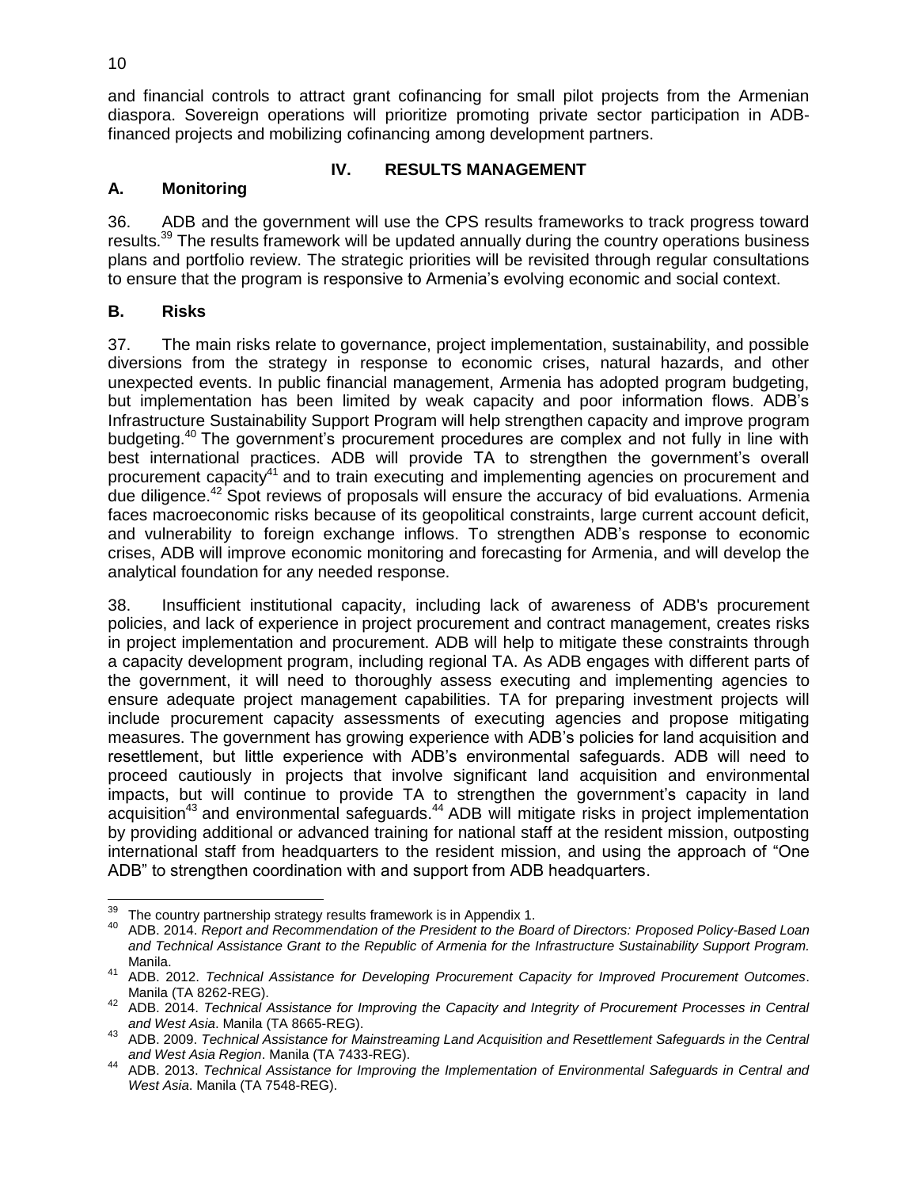and financial controls to attract grant cofinancing for small pilot projects from the Armenian diaspora. Sovereign operations will prioritize promoting private sector participation in ADB-financed projects and mobilizing cofinancing among development partners.

# IV. RESULTS MANAGEMENT

## A. Monitoring

36. ADB and the government will use the CPS results frameworks to track progress toward results.[39] The results framework will be updated annually during the country operations business plans and portfolio review. The strategic priorities will be revisited through regular consultations to ensure that the program is responsive to Armenia's evolving economic and social context.

## B. Risks

37. The main risks relate to governance, project implementation, sustainability, and possible diversions from the strategy in response to economic crises, natural hazards, and other unexpected events. In public financial management, Armenia has adopted program budgeting, but implementation has been limited by weak capacity and poor information flows. ADB's Infrastructure Sustainability Support Program will help strengthen capacity and improve program budgeting.[40] The government's procurement procedures are complex and not fully in line with best international practices. ADB will provide TA to strengthen the government's overall procurement capacity[41] and to train executing and implementing agencies on procurement and due diligence.[42] Spot reviews of proposals will ensure the accuracy of bid evaluations. Armenia faces macroeconomic risks because of its geopolitical constraints, large current account deficit, and vulnerability to foreign exchange inflows. To strengthen ADB's response to economic crises, ADB will improve economic monitoring and forecasting for Armenia, and will develop the analytical foundation for any needed response.

38. Insufficient institutional capacity, including lack of awareness of ADB's procurement policies, and lack of experience in project procurement and contract management, creates risks in project implementation and procurement. ADB will help to mitigate these constraints through a capacity development program, including regional TA. As ADB engages with different parts of the government, it will need to thoroughly assess executing and implementing agencies to ensure adequate project management capabilities. TA for preparing investment projects will include procurement capacity assessments of executing agencies and propose mitigating measures. The government has growing experience with ADB's policies for land acquisition and resettlement, but little experience with ADB's environmental safeguards. ADB will need to proceed cautiously in projects that involve significant land acquisition and environmental impacts, but will continue to provide TA to strengthen the government's capacity in land acquisition[43] and environmental safeguards.[44] ADB will mitigate risks in project implementation by providing additional or advanced training for national staff at the resident mission, outposting international staff from headquarters to the resident mission, and using the approach of "One ADB" to strengthen coordination with and support from ADB headquarters.

---

[39] The country partnership strategy results framework is in Appendix 1.

[40] ADB. 2014. *Report and Recommendation of the President to the Board of Directors: Proposed Policy-Based Loan and Technical Assistance Grant to the Republic of Armenia for the Infrastructure Sustainability Support Program.* Manila.

[41] ADB. 2012. *Technical Assistance for Developing Procurement Capacity for Improved Procurement Outcomes*. Manila (TA 8262-REG).

[42] ADB. 2014. *Technical Assistance for Improving the Capacity and Integrity of Procurement Processes in Central and West Asia*. Manila (TA 8665-REG).

[43] ADB. 2009. *Technical Assistance for Mainstreaming Land Acquisition and Resettlement Safeguards in the Central and West Asia Region*. Manila (TA 7433-REG).

[44] ADB. 2013. *Technical Assistance for Improving the Implementation of Environmental Safeguards in Central and West Asia*. Manila (TA 7548-REG).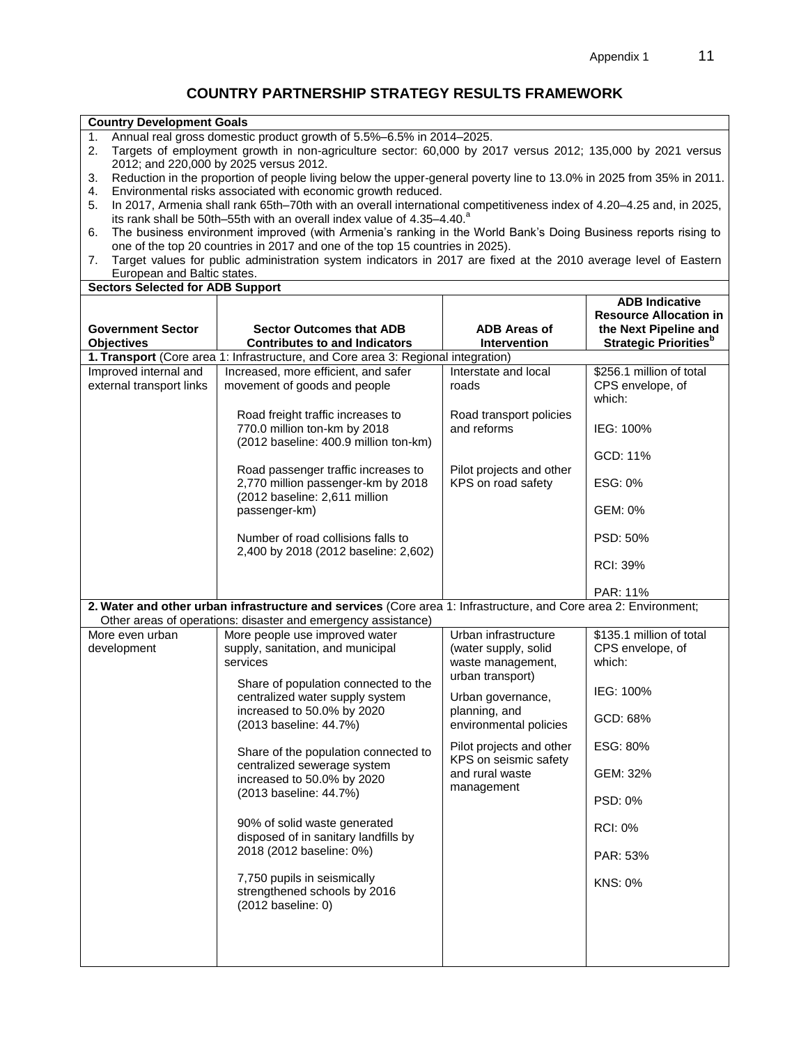# COUNTRY PARTNERSHIP STRATEGY RESULTS FRAMEWORK

**Country Development Goals**

1. Annual real gross domestic product growth of 5.5%–6.5% in 2014–2025.
2. Targets of employment growth in non-agriculture sector: 60,000 by 2017 versus 2012; 135,000 by 2021 versus 2012; and 220,000 by 2025 versus 2012.
3. Reduction in the proportion of people living below the upper-general poverty line to 13.0% in 2025 from 35% in 2011.
4. Environmental risks associated with economic growth reduced.
5. In 2017, Armenia shall rank 65th–70th with an overall international competitiveness index of 4.20–4.25 and, in 2025, its rank shall be 50th–55th with an overall index value of 4.35–4.40.[a]
6. The business environment improved (with Armenia's ranking in the World Bank's Doing Business reports rising to one of the top 20 countries in 2017 and one of the top 15 countries in 2025).
7. Target values for public administration system indicators in 2017 are fixed at the 2010 average level of Eastern European and Baltic states.

**Sectors Selected for ADB Support**

| Government Sector Objectives | Sector Outcomes that ADB Contributes to and Indicators | ADB Areas of Intervention | ADB Indicative Resource Allocation in the Next Pipeline and Strategic Priorities[b] |
|---|---|---|---|
| **1. Transport** (Core area 1: Infrastructure, and Core area 3: Regional integration) | | | |
| Improved internal and external transport links | Increased, more efficient, and safer movement of goods and people<br><br>Road freight traffic increases to 770.0 million ton-km by 2018 (2012 baseline: 400.9 million ton-km)<br><br>Road passenger traffic increases to 2,770 million passenger-km by 2018 (2012 baseline: 2,611 million passenger-km)<br><br>Number of road collisions falls to 2,400 by 2018 (2012 baseline: 2,602) | Interstate and local roads<br><br>Road transport policies and reforms<br><br>Pilot projects and other KPS on road safety | $256.1 million of total CPS envelope, of which:<br><br>IEG: 100%<br><br>GCD: 11%<br><br>ESG: 0%<br><br>GEM: 0%<br><br>PSD: 50%<br><br>RCI: 39%<br><br>PAR: 11% |
| **2. Water and other urban infrastructure and services** (Core area 1: Infrastructure, and Core area 2: Environment; Other areas of operations: disaster and emergency assistance) | | | |
| More even urban development | More people use improved water supply, sanitation, and municipal services<br><br>Share of population connected to the centralized water supply system increased to 50.0% by 2020 (2013 baseline: 44.7%)<br><br>Share of the population connected to centralized sewerage system increased to 50.0% by 2020 (2013 baseline: 44.7%)<br><br>90% of solid waste generated disposed of in sanitary landfills by 2018 (2012 baseline: 0%)<br><br>7,750 pupils in seismically strengthened schools by 2016 (2012 baseline: 0) | Urban infrastructure (water supply, solid waste management, urban transport)<br><br>Urban governance, planning, and environmental policies<br><br>Pilot projects and other KPS on seismic safety and rural waste management | $135.1 million of total CPS envelope, of which:<br><br>IEG: 100%<br><br>GCD: 68%<br><br>ESG: 80%<br><br>GEM: 32%<br><br>PSD: 0%<br><br>RCI: 0%<br><br>PAR: 53%<br><br>KNS: 0% |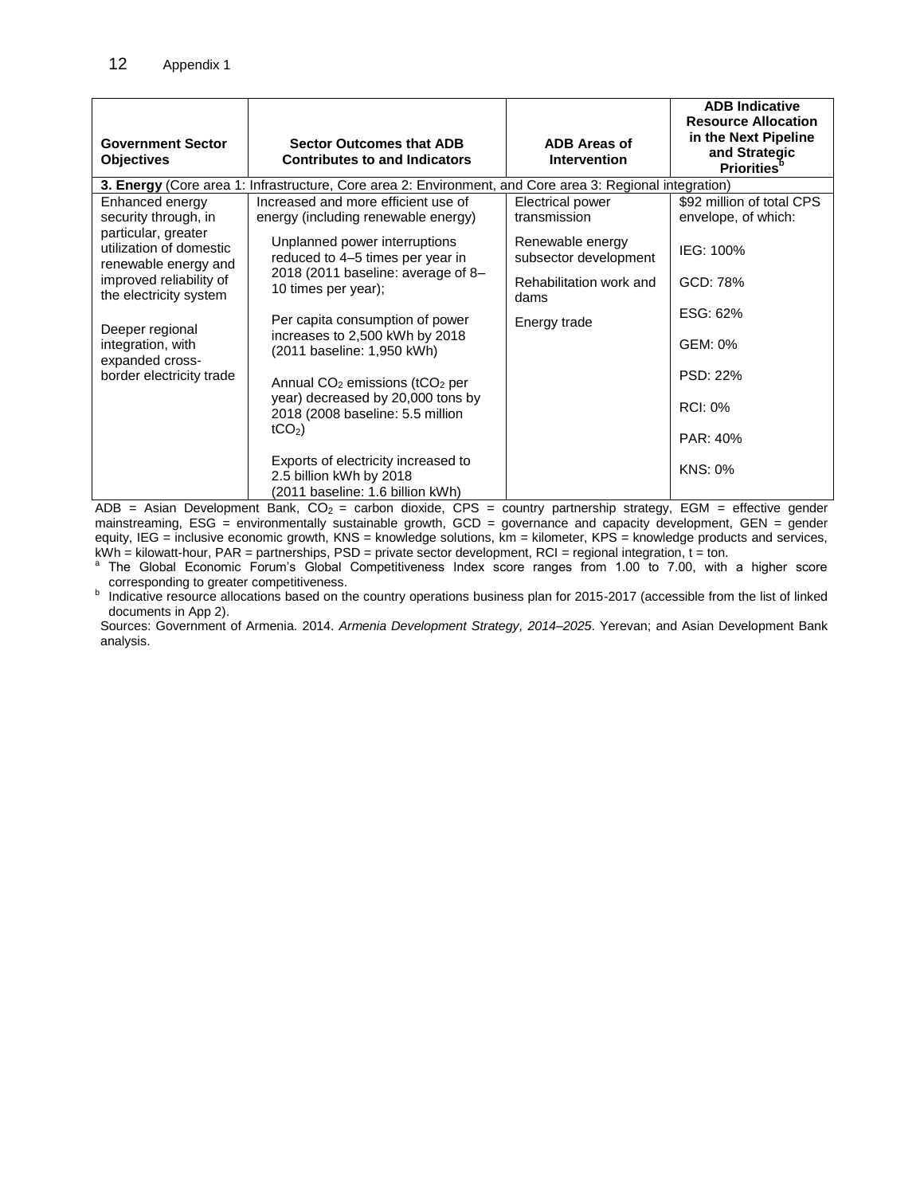| Government Sector Objectives | Sector Outcomes that ADB Contributes to and Indicators | ADB Areas of Intervention | ADB Indicative Resource Allocation in the Next Pipeline and Strategic Priorities[b] |
|---|---|---|---|
| **3. Energy** (Core area 1: Infrastructure, Core area 2: Environment, and Core area 3: Regional integration) | | | |
| Enhanced energy security through, in particular, greater utilization of domestic renewable energy and improved reliability of the electricity system<br><br>Deeper regional integration, with expanded cross-border electricity trade | Increased and more efficient use of energy (including renewable energy)<br><br>Unplanned power interruptions reduced to 4–5 times per year in 2018 (2011 baseline: average of 8–10 times per year);<br><br>Per capita consumption of power increases to 2,500 kWh by 2018 (2011 baseline: 1,950 kWh)<br><br>Annual $CO_2$ emissions ($tCO_2$ per year) decreased by 20,000 tons by 2018 (2008 baseline: 5.5 million $tCO_2$)<br><br>Exports of electricity increased to 2.5 billion kWh by 2018 (2011 baseline: 1.6 billion kWh) | Electrical power transmission<br><br>Renewable energy subsector development<br><br>Rehabilitation work and dams<br><br>Energy trade | $92 million of total CPS envelope, of which:<br><br>IEG: 100%<br><br>GCD: 78%<br><br>ESG: 62%<br><br>GEM: 0%<br><br>PSD: 22%<br><br>RCI: 0%<br><br>PAR: 40%<br><br>KNS: 0% |

ADB = Asian Development Bank, $CO_2$ = carbon dioxide, CPS = country partnership strategy, EGM = effective gender mainstreaming, ESG = environmentally sustainable growth, GCD = governance and capacity development, GEN = gender equity, IEG = inclusive economic growth, KNS = knowledge solutions, km = kilometer, KPS = knowledge products and services, kWh = kilowatt-hour, PAR = partnerships, PSD = private sector development, RCI = regional integration, t = ton.

[a] The Global Economic Forum's Global Competitiveness Index score ranges from 1.00 to 7.00, with a higher score corresponding to greater competitiveness.

[b] Indicative resource allocations based on the country operations business plan for 2015-2017 (accessible from the list of linked documents in App 2).

Sources: Government of Armenia. 2014. *Armenia Development Strategy, 2014–2025*. Yerevan; and Asian Development Bank analysis.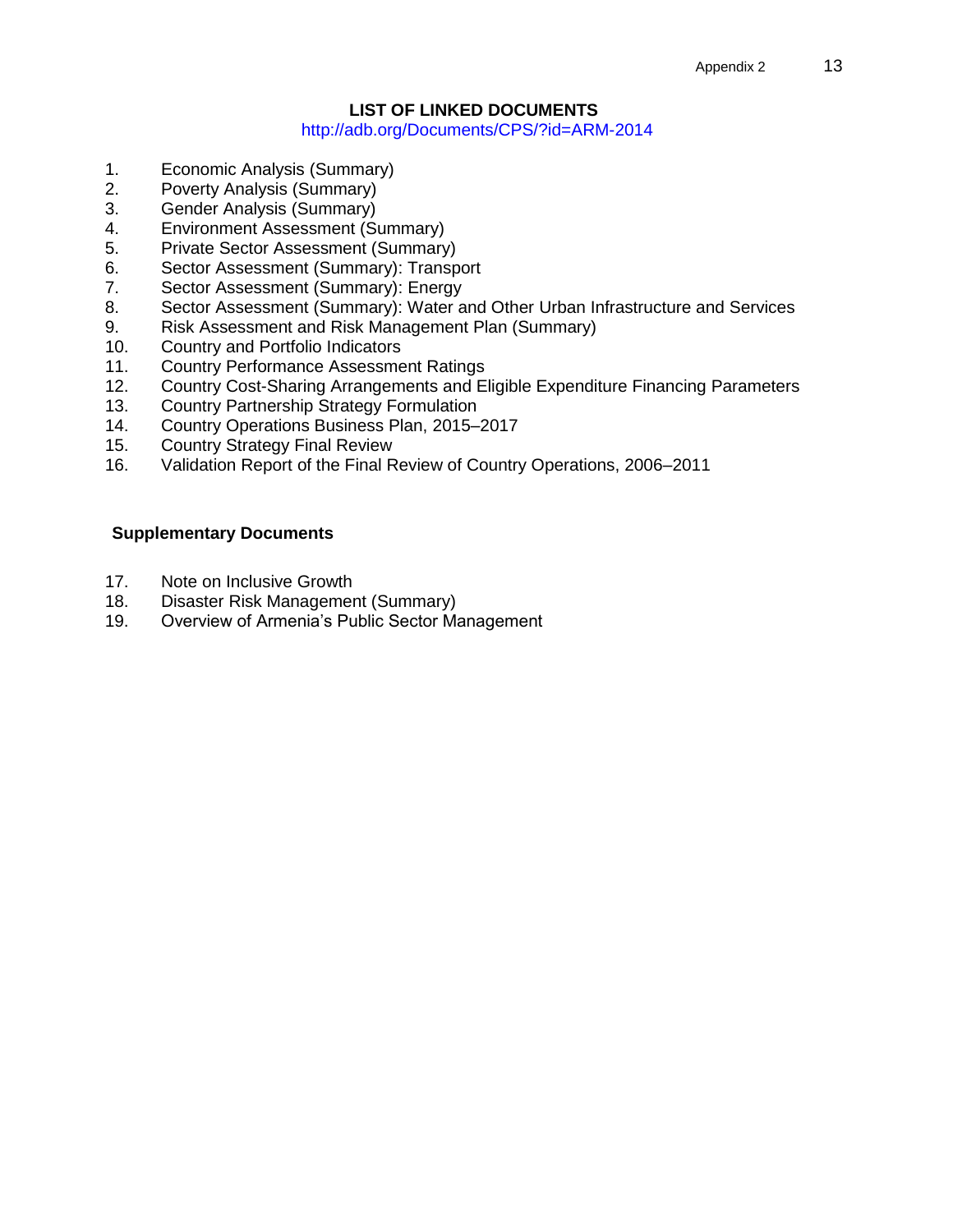## LIST OF LINKED DOCUMENTS

http://adb.org/Documents/CPS/?id=ARM-2014

1. Economic Analysis (Summary)
2. Poverty Analysis (Summary)
3. Gender Analysis (Summary)
4. Environment Assessment (Summary)
5. Private Sector Assessment (Summary)
6. Sector Assessment (Summary): Transport
7. Sector Assessment (Summary): Energy
8. Sector Assessment (Summary): Water and Other Urban Infrastructure and Services
9. Risk Assessment and Risk Management Plan (Summary)
10. Country and Portfolio Indicators
11. Country Performance Assessment Ratings
12. Country Cost-Sharing Arrangements and Eligible Expenditure Financing Parameters
13. Country Partnership Strategy Formulation
14. Country Operations Business Plan, 2015–2017
15. Country Strategy Final Review
16. Validation Report of the Final Review of Country Operations, 2006–2011

### Supplementary Documents

17. Note on Inclusive Growth
18. Disaster Risk Management (Summary)
19. Overview of Armenia's Public Sector Management